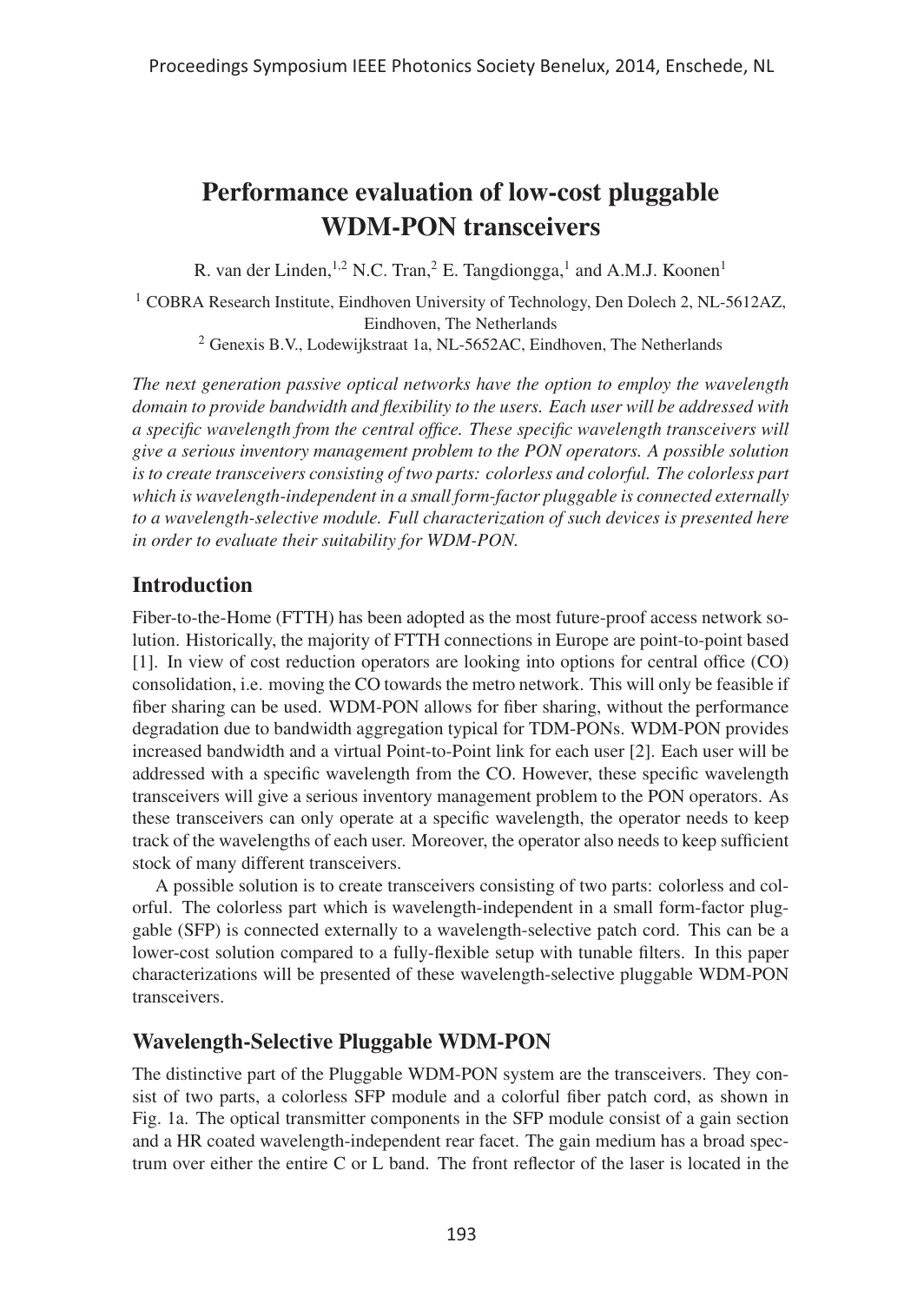# Performance evaluation of low-cost pluggable WDM-PON transceivers

R. van der Linden,[1,2] N.C. Tran,[2] E. Tangdiongga,[1] and A.M.J. Koonen[1]

[1] COBRA Research Institute, Eindhoven University of Technology, Den Dolech 2, NL-5612AZ, Eindhoven, The Netherlands

[2] Genexis B.V., Lodewijkstraat 1a, NL-5652AC, Eindhoven, The Netherlands

*The next generation passive optical networks have the option to employ the wavelength domain to provide bandwidth and flexibility to the users. Each user will be addressed with a specific wavelength from the central office. These specific wavelength transceivers will give a serious inventory management problem to the PON operators. A possible solution is to create transceivers consisting of two parts: colorless and colorful. The colorless part which is wavelength-independent in a small form-factor pluggable is connected externally to a wavelength-selective module. Full characterization of such devices is presented here in order to evaluate their suitability for WDM-PON.*

## Introduction

Fiber-to-the-Home (FTTH) has been adopted as the most future-proof access network solution. Historically, the majority of FTTH connections in Europe are point-to-point based [1]. In view of cost reduction operators are looking into options for central office (CO) consolidation, i.e. moving the CO towards the metro network. This will only be feasible if fiber sharing can be used. WDM-PON allows for fiber sharing, without the performance degradation due to bandwidth aggregation typical for TDM-PONs. WDM-PON provides increased bandwidth and a virtual Point-to-Point link for each user [2]. Each user will be addressed with a specific wavelength from the CO. However, these specific wavelength transceivers will give a serious inventory management problem to the PON operators. As these transceivers can only operate at a specific wavelength, the operator needs to keep track of the wavelengths of each user. Moreover, the operator also needs to keep sufficient stock of many different transceivers.

A possible solution is to create transceivers consisting of two parts: colorless and colorful. The colorless part which is wavelength-independent in a small form-factor pluggable (SFP) is connected externally to a wavelength-selective patch cord. This can be a lower-cost solution compared to a fully-flexible setup with tunable filters. In this paper characterizations will be presented of these wavelength-selective pluggable WDM-PON transceivers.

## Wavelength-Selective Pluggable WDM-PON

The distinctive part of the Pluggable WDM-PON system are the transceivers. They consist of two parts, a colorless SFP module and a colorful fiber patch cord, as shown in Fig. 1a. The optical transmitter components in the SFP module consist of a gain section and a HR coated wavelength-independent rear facet. The gain medium has a broad spectrum over either the entire C or L band. The front reflector of the laser is located in the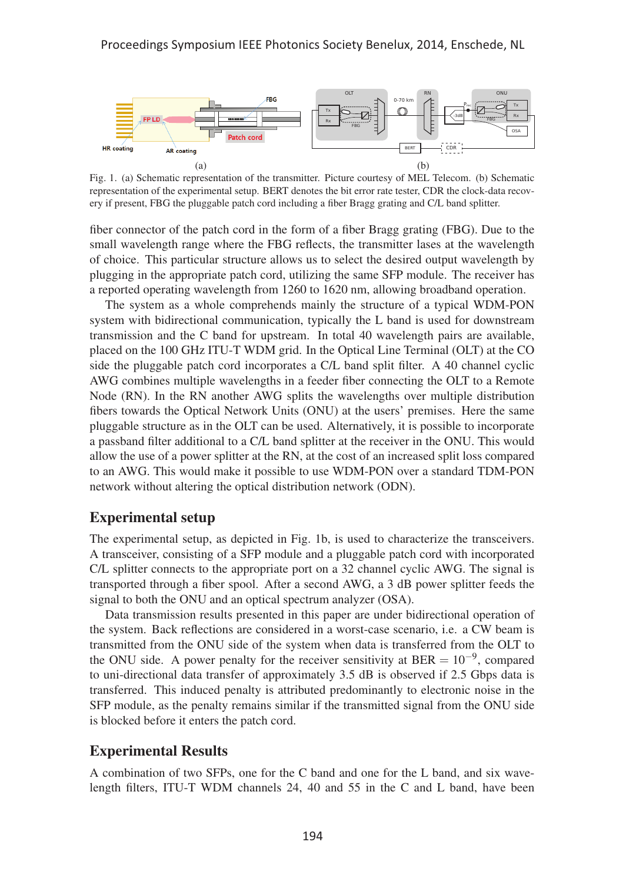Fig. 1. (a) Schematic representation of the transmitter. Picture courtesy of MEL Telecom. (b) Schematic representation of the experimental setup. BERT denotes the bit error rate tester, CDR the clock-data recovery if present, FBG the pluggable patch cord including a fiber Bragg grating and C/L band splitter.

fiber connector of the patch cord in the form of a fiber Bragg grating (FBG). Due to the small wavelength range where the FBG reflects, the transmitter lases at the wavelength of choice. This particular structure allows us to select the desired output wavelength by plugging in the appropriate patch cord, utilizing the same SFP module. The receiver has a reported operating wavelength from 1260 to 1620 nm, allowing broadband operation.

The system as a whole comprehends mainly the structure of a typical WDM-PON system with bidirectional communication, typically the L band is used for downstream transmission and the C band for upstream. In total 40 wavelength pairs are available, placed on the 100 GHz ITU-T WDM grid. In the Optical Line Terminal (OLT) at the CO side the pluggable patch cord incorporates a C/L band split filter. A 40 channel cyclic AWG combines multiple wavelengths in a feeder fiber connecting the OLT to a Remote Node (RN). In the RN another AWG splits the wavelengths over multiple distribution fibers towards the Optical Network Units (ONU) at the users' premises. Here the same pluggable structure as in the OLT can be used. Alternatively, it is possible to incorporate a passband filter additional to a C/L band splitter at the receiver in the ONU. This would allow the use of a power splitter at the RN, at the cost of an increased split loss compared to an AWG. This would make it possible to use WDM-PON over a standard TDM-PON network without altering the optical distribution network (ODN).

## Experimental setup

The experimental setup, as depicted in Fig. 1b, is used to characterize the transceivers. A transceiver, consisting of a SFP module and a pluggable patch cord with incorporated C/L splitter connects to the appropriate port on a 32 channel cyclic AWG. The signal is transported through a fiber spool. After a second AWG, a 3 dB power splitter feeds the signal to both the ONU and an optical spectrum analyzer (OSA).

Data transmission results presented in this paper are under bidirectional operation of the system. Back reflections are considered in a worst-case scenario, i.e. a CW beam is transmitted from the ONU side of the system when data is transferred from the OLT to the ONU side. A power penalty for the receiver sensitivity at BER $= 10^{-9}$, compared to uni-directional data transfer of approximately 3.5 dB is observed if 2.5 Gbps data is transferred. This induced penalty is attributed predominantly to electronic noise in the SFP module, as the penalty remains similar if the transmitted signal from the ONU side is blocked before it enters the patch cord.

## Experimental Results

A combination of two SFPs, one for the C band and one for the L band, and six wavelength filters, ITU-T WDM channels 24, 40 and 55 in the C and L band, have been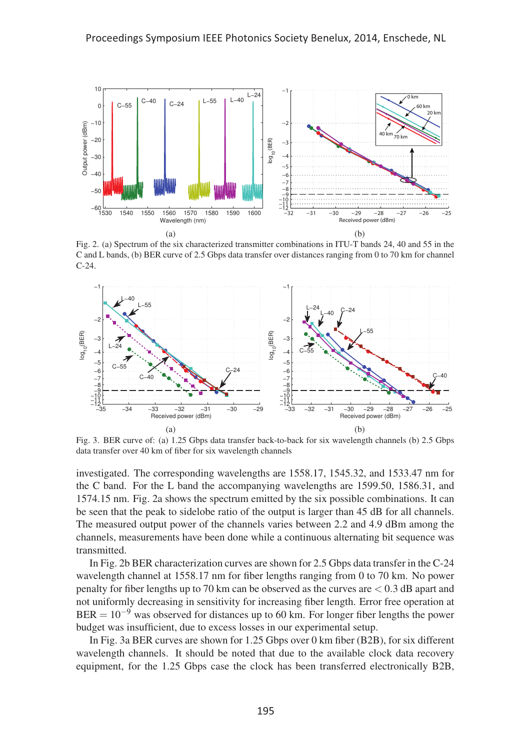Fig. 2. (a) Spectrum of the six characterized transmitter combinations in ITU-T bands 24, 40 and 55 in the C and L bands, (b) BER curve of 2.5 Gbps data transfer over distances ranging from 0 to 70 km for channel C-24.

Fig. 3. BER curve of: (a) 1.25 Gbps data transfer back-to-back for six wavelength channels (b) 2.5 Gbps data transfer over 40 km of fiber for six wavelength channels

investigated. The corresponding wavelengths are 1558.17, 1545.32, and 1533.47 nm for the C band. For the L band the accompanying wavelengths are 1599.50, 1586.31, and 1574.15 nm. Fig. 2a shows the spectrum emitted by the six possible combinations. It can be seen that the peak to sidelobe ratio of the output is larger than 45 dB for all channels. The measured output power of the channels varies between 2.2 and 4.9 dBm among the channels, measurements have been done while a continuous alternating bit sequence was transmitted.

In Fig. 2b BER characterization curves are shown for 2.5 Gbps data transfer in the C-24 wavelength channel at 1558.17 nm for fiber lengths ranging from 0 to 70 km. No power penalty for fiber lengths up to 70 km can be observed as the curves are $< 0.3$ dB apart and not uniformly decreasing in sensitivity for increasing fiber length. Error free operation at $\text{BER} = 10^{-9}$ was observed for distances up to 60 km. For longer fiber lengths the power budget was insufficient, due to excess losses in our experimental setup.

In Fig. 3a BER curves are shown for 1.25 Gbps over 0 km fiber (B2B), for six different wavelength channels. It should be noted that due to the available clock data recovery equipment, for the 1.25 Gbps case the clock has been transferred electronically B2B,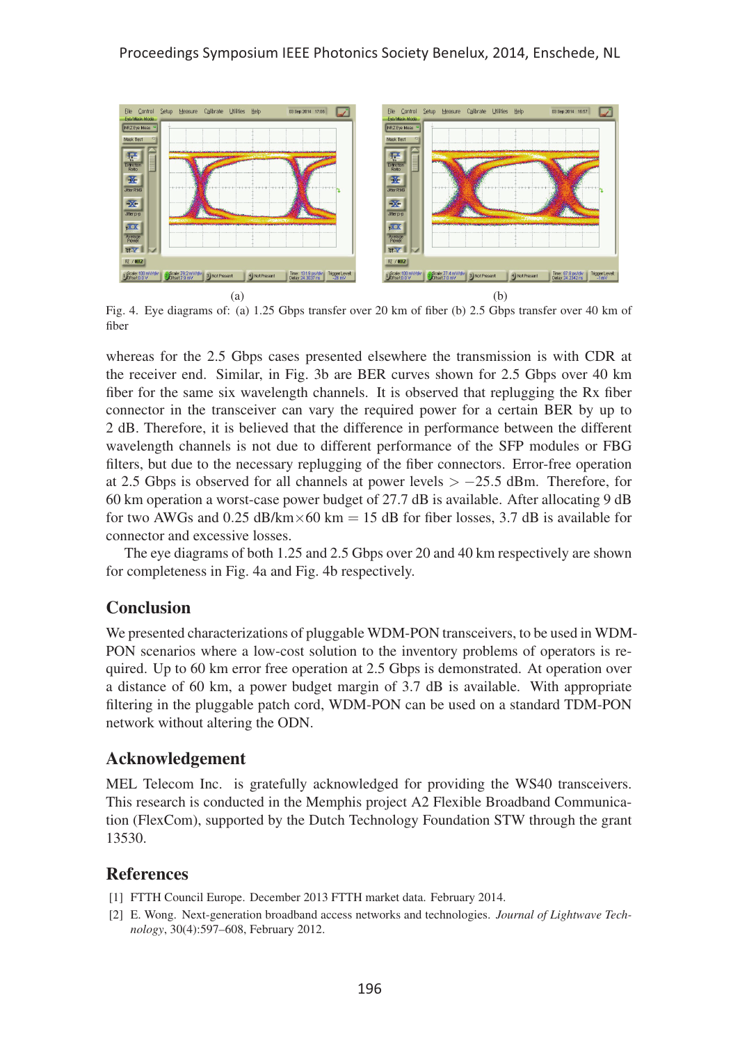(a) (b)

Fig. 4. Eye diagrams of: (a) 1.25 Gbps transfer over 20 km of fiber (b) 2.5 Gbps transfer over 40 km of fiber

whereas for the 2.5 Gbps cases presented elsewhere the transmission is with CDR at the receiver end. Similar, in Fig. 3b are BER curves shown for 2.5 Gbps over 40 km fiber for the same six wavelength channels. It is observed that replugging the Rx fiber connector in the transceiver can vary the required power for a certain BER by up to 2 dB. Therefore, it is believed that the difference in performance between the different wavelength channels is not due to different performance of the SFP modules or FBG filters, but due to the necessary replugging of the fiber connectors. Error-free operation at 2.5 Gbps is observed for all channels at power levels $> -25.5$ dBm. Therefore, for 60 km operation a worst-case power budget of 27.7 dB is available. After allocating 9 dB for two AWGs and 0.25 dB/km$\times$60 km $=$ 15 dB for fiber losses, 3.7 dB is available for connector and excessive losses.

The eye diagrams of both 1.25 and 2.5 Gbps over 20 and 40 km respectively are shown for completeness in Fig. 4a and Fig. 4b respectively.

## Conclusion

We presented characterizations of pluggable WDM-PON transceivers, to be used in WDM-PON scenarios where a low-cost solution to the inventory problems of operators is required. Up to 60 km error free operation at 2.5 Gbps is demonstrated. At operation over a distance of 60 km, a power budget margin of 3.7 dB is available. With appropriate filtering in the pluggable patch cord, WDM-PON can be used on a standard TDM-PON network without altering the ODN.

## Acknowledgement

MEL Telecom Inc. is gratefully acknowledged for providing the WS40 transceivers. This research is conducted in the Memphis project A2 Flexible Broadband Communication (FlexCom), supported by the Dutch Technology Foundation STW through the grant 13530.

## References

[1] FTTH Council Europe. December 2013 FTTH market data. February 2014.

[2] E. Wong. Next-generation broadband access networks and technologies. *Journal of Lightwave Technology*, 30(4):597–608, February 2012.